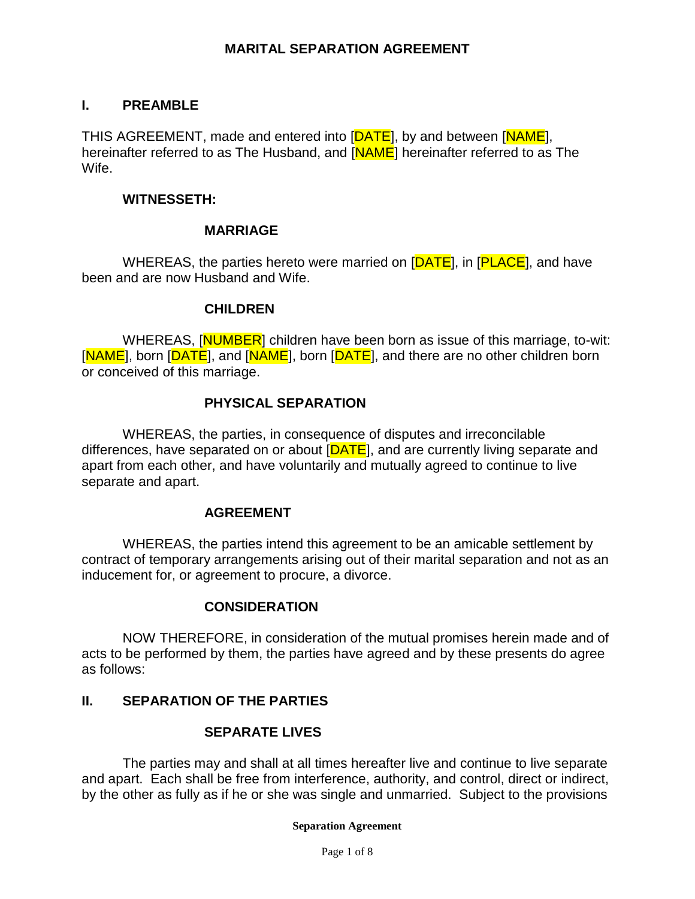# MARITAL SEPARATION AGREEMENT

## I. PREAMBLE

THIS AGREEMENT, made and entered into [DATE], by and between [NAME], hereinafter referred to as The Husband, and [NAME] hereinafter referred to as The Wife.

**WITNESSETH:**

### MARRIAGE

WHEREAS, the parties hereto were married on [DATE], in [PLACE], and have been and are now Husband and Wife.

### CHILDREN

WHEREAS, [NUMBER] children have been born as issue of this marriage, to-wit: [NAME], born [DATE], and [NAME], born [DATE], and there are no other children born or conceived of this marriage.

### PHYSICAL SEPARATION

WHEREAS, the parties, in consequence of disputes and irreconcilable differences, have separated on or about [DATE], and are currently living separate and apart from each other, and have voluntarily and mutually agreed to continue to live separate and apart.

### AGREEMENT

WHEREAS, the parties intend this agreement to be an amicable settlement by contract of temporary arrangements arising out of their marital separation and not as an inducement for, or agreement to procure, a divorce.

### CONSIDERATION

NOW THEREFORE, in consideration of the mutual promises herein made and of acts to be performed by them, the parties have agreed and by these presents do agree as follows:

## II. SEPARATION OF THE PARTIES

### SEPARATE LIVES

The parties may and shall at all times hereafter live and continue to live separate and apart. Each shall be free from interference, authority, and control, direct or indirect, by the other as fully as if he or she was single and unmarried. Subject to the provisions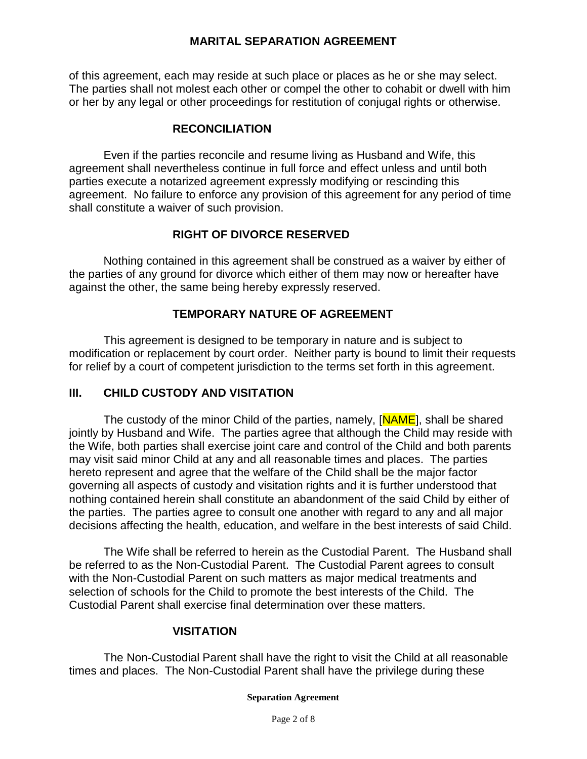of this agreement, each may reside at such place or places as he or she may select. The parties shall not molest each other or compel the other to cohabit or dwell with him or her by any legal or other proceedings for restitution of conjugal rights or otherwise.

### RECONCILIATION

Even if the parties reconcile and resume living as Husband and Wife, this agreement shall nevertheless continue in full force and effect unless and until both parties execute a notarized agreement expressly modifying or rescinding this agreement. No failure to enforce any provision of this agreement for any period of time shall constitute a waiver of such provision.

### RIGHT OF DIVORCE RESERVED

Nothing contained in this agreement shall be construed as a waiver by either of the parties of any ground for divorce which either of them may now or hereafter have against the other, the same being hereby expressly reserved.

### TEMPORARY NATURE OF AGREEMENT

This agreement is designed to be temporary in nature and is subject to modification or replacement by court order. Neither party is bound to limit their requests for relief by a court of competent jurisdiction to the terms set forth in this agreement.

## III. CHILD CUSTODY AND VISITATION

The custody of the minor Child of the parties, namely, [NAME], shall be shared jointly by Husband and Wife. The parties agree that although the Child may reside with the Wife, both parties shall exercise joint care and control of the Child and both parents may visit said minor Child at any and all reasonable times and places. The parties hereto represent and agree that the welfare of the Child shall be the major factor governing all aspects of custody and visitation rights and it is further understood that nothing contained herein shall constitute an abandonment of the said Child by either of the parties. The parties agree to consult one another with regard to any and all major decisions affecting the health, education, and welfare in the best interests of said Child.

The Wife shall be referred to herein as the Custodial Parent. The Husband shall be referred to as the Non-Custodial Parent. The Custodial Parent agrees to consult with the Non-Custodial Parent on such matters as major medical treatments and selection of schools for the Child to promote the best interests of the Child. The Custodial Parent shall exercise final determination over these matters.

### VISITATION

The Non-Custodial Parent shall have the right to visit the Child at all reasonable times and places. The Non-Custodial Parent shall have the privilege during these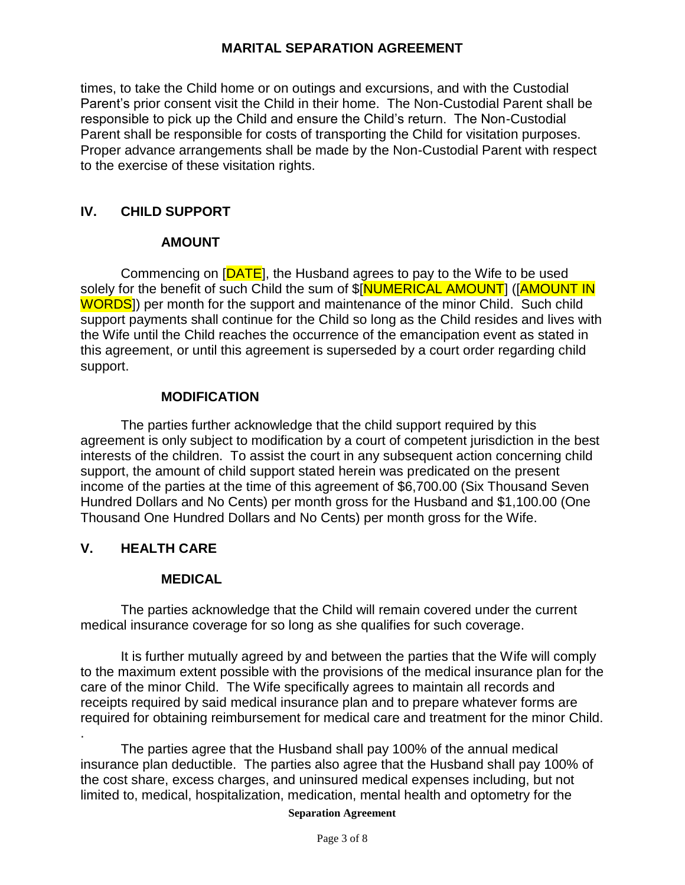times, to take the Child home or on outings and excursions, and with the Custodial Parent's prior consent visit the Child in their home. The Non-Custodial Parent shall be responsible to pick up the Child and ensure the Child's return. The Non-Custodial Parent shall be responsible for costs of transporting the Child for visitation purposes. Proper advance arrangements shall be made by the Non-Custodial Parent with respect to the exercise of these visitation rights.

## IV. CHILD SUPPORT

### AMOUNT

Commencing on [DATE], the Husband agrees to pay to the Wife to be used solely for the benefit of such Child the sum of $[NUMERICAL AMOUNT] ([AMOUNT IN WORDS]) per month for the support and maintenance of the minor Child. Such child support payments shall continue for the Child so long as the Child resides and lives with the Wife until the Child reaches the occurrence of the emancipation event as stated in this agreement, or until this agreement is superseded by a court order regarding child support.

### MODIFICATION

The parties further acknowledge that the child support required by this agreement is only subject to modification by a court of competent jurisdiction in the best interests of the children. To assist the court in any subsequent action concerning child support, the amount of child support stated herein was predicated on the present income of the parties at the time of this agreement of $6,700.00 (Six Thousand Seven Hundred Dollars and No Cents) per month gross for the Husband and $1,100.00 (One Thousand One Hundred Dollars and No Cents) per month gross for the Wife.

## V. HEALTH CARE

### MEDICAL

The parties acknowledge that the Child will remain covered under the current medical insurance coverage for so long as she qualifies for such coverage.

It is further mutually agreed by and between the parties that the Wife will comply to the maximum extent possible with the provisions of the medical insurance plan for the care of the minor Child. The Wife specifically agrees to maintain all records and receipts required by said medical insurance plan and to prepare whatever forms are required for obtaining reimbursement for medical care and treatment for the minor Child.
.

The parties agree that the Husband shall pay 100% of the annual medical insurance plan deductible. The parties also agree that the Husband shall pay 100% of the cost share, excess charges, and uninsured medical expenses including, but not limited to, medical, hospitalization, medication, mental health and optometry for the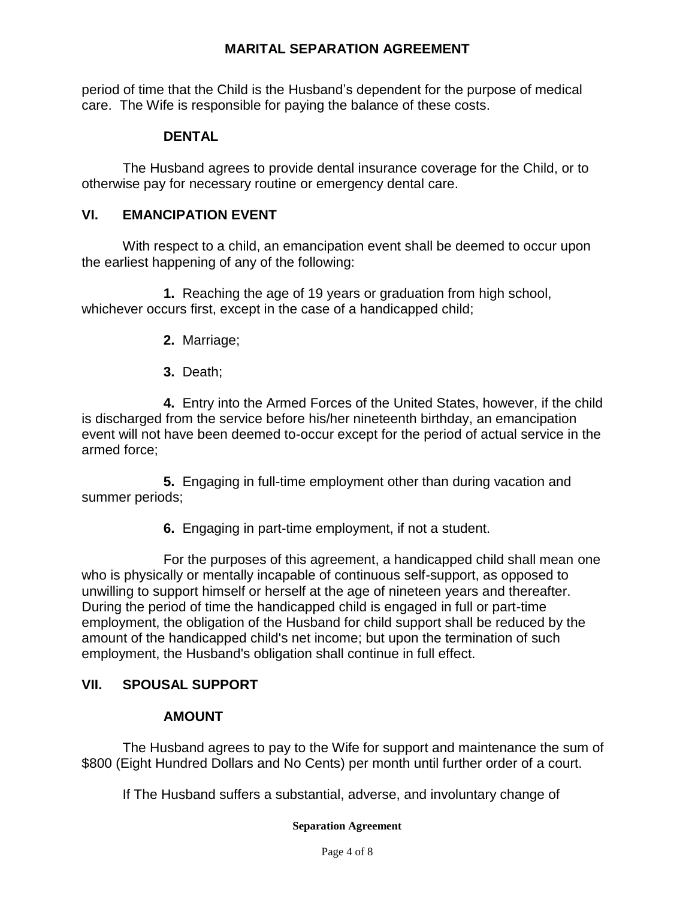period of time that the Child is the Husband's dependent for the purpose of medical care. The Wife is responsible for paying the balance of these costs.

### DENTAL

The Husband agrees to provide dental insurance coverage for the Child, or to otherwise pay for necessary routine or emergency dental care.

## VI. EMANCIPATION EVENT

With respect to a child, an emancipation event shall be deemed to occur upon the earliest happening of any of the following:

**1.** Reaching the age of 19 years or graduation from high school, whichever occurs first, except in the case of a handicapped child;

**2.** Marriage;

**3.** Death;

**4.** Entry into the Armed Forces of the United States, however, if the child is discharged from the service before his/her nineteenth birthday, an emancipation event will not have been deemed to-occur except for the period of actual service in the armed force;

**5.** Engaging in full-time employment other than during vacation and summer periods;

**6.** Engaging in part-time employment, if not a student.

For the purposes of this agreement, a handicapped child shall mean one who is physically or mentally incapable of continuous self-support, as opposed to unwilling to support himself or herself at the age of nineteen years and thereafter. During the period of time the handicapped child is engaged in full or part-time employment, the obligation of the Husband for child support shall be reduced by the amount of the handicapped child's net income; but upon the termination of such employment, the Husband's obligation shall continue in full effect.

## VII. SPOUSAL SUPPORT

### AMOUNT

The Husband agrees to pay to the Wife for support and maintenance the sum of $800 (Eight Hundred Dollars and No Cents) per month until further order of a court.

If The Husband suffers a substantial, adverse, and involuntary change of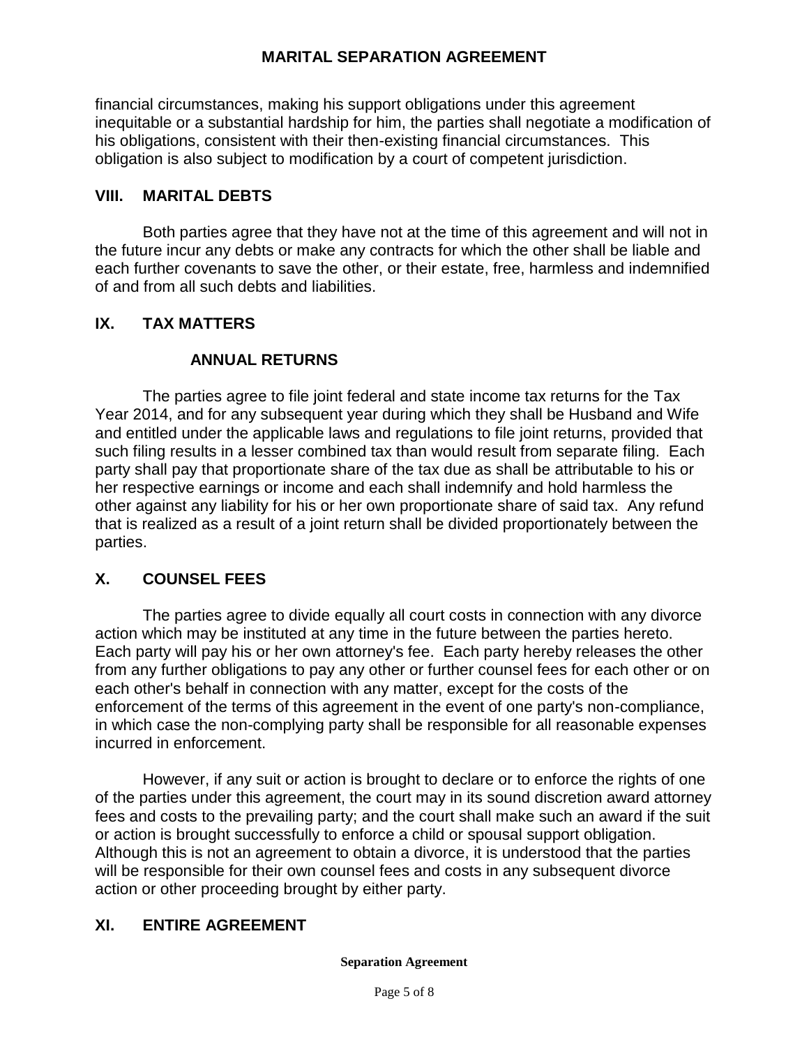financial circumstances, making his support obligations under this agreement inequitable or a substantial hardship for him, the parties shall negotiate a modification of his obligations, consistent with their then-existing financial circumstances. This obligation is also subject to modification by a court of competent jurisdiction.

## VIII. MARITAL DEBTS

Both parties agree that they have not at the time of this agreement and will not in the future incur any debts or make any contracts for which the other shall be liable and each further covenants to save the other, or their estate, free, harmless and indemnified of and from all such debts and liabilities.

## IX. TAX MATTERS

### ANNUAL RETURNS

The parties agree to file joint federal and state income tax returns for the Tax Year 2014, and for any subsequent year during which they shall be Husband and Wife and entitled under the applicable laws and regulations to file joint returns, provided that such filing results in a lesser combined tax than would result from separate filing. Each party shall pay that proportionate share of the tax due as shall be attributable to his or her respective earnings or income and each shall indemnify and hold harmless the other against any liability for his or her own proportionate share of said tax. Any refund that is realized as a result of a joint return shall be divided proportionately between the parties.

## X. COUNSEL FEES

The parties agree to divide equally all court costs in connection with any divorce action which may be instituted at any time in the future between the parties hereto. Each party will pay his or her own attorney's fee. Each party hereby releases the other from any further obligations to pay any other or further counsel fees for each other or on each other's behalf in connection with any matter, except for the costs of the enforcement of the terms of this agreement in the event of one party's non-compliance, in which case the non-complying party shall be responsible for all reasonable expenses incurred in enforcement.

However, if any suit or action is brought to declare or to enforce the rights of one of the parties under this agreement, the court may in its sound discretion award attorney fees and costs to the prevailing party; and the court shall make such an award if the suit or action is brought successfully to enforce a child or spousal support obligation. Although this is not an agreement to obtain a divorce, it is understood that the parties will be responsible for their own counsel fees and costs in any subsequent divorce action or other proceeding brought by either party.

## XI. ENTIRE AGREEMENT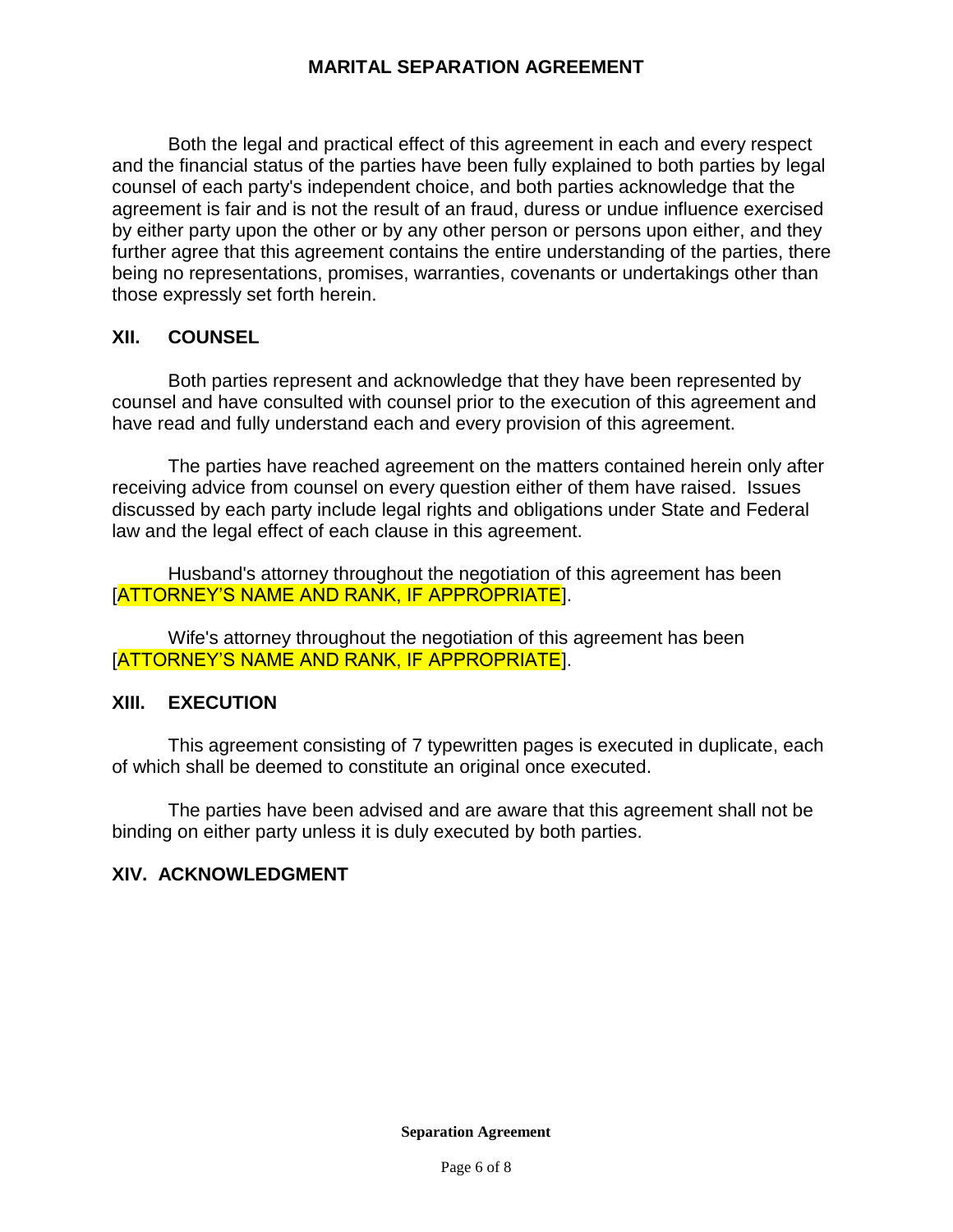Both the legal and practical effect of this agreement in each and every respect and the financial status of the parties have been fully explained to both parties by legal counsel of each party's independent choice, and both parties acknowledge that the agreement is fair and is not the result of an fraud, duress or undue influence exercised by either party upon the other or by any other person or persons upon either, and they further agree that this agreement contains the entire understanding of the parties, there being no representations, promises, warranties, covenants or undertakings other than those expressly set forth herein.

## XII. COUNSEL

Both parties represent and acknowledge that they have been represented by counsel and have consulted with counsel prior to the execution of this agreement and have read and fully understand each and every provision of this agreement.

The parties have reached agreement on the matters contained herein only after receiving advice from counsel on every question either of them have raised. Issues discussed by each party include legal rights and obligations under State and Federal law and the legal effect of each clause in this agreement.

Husband's attorney throughout the negotiation of this agreement has been [ATTORNEY'S NAME AND RANK, IF APPROPRIATE].

Wife's attorney throughout the negotiation of this agreement has been [ATTORNEY'S NAME AND RANK, IF APPROPRIATE].

## XIII. EXECUTION

This agreement consisting of 7 typewritten pages is executed in duplicate, each of which shall be deemed to constitute an original once executed.

The parties have been advised and are aware that this agreement shall not be binding on either party unless it is duly executed by both parties.

## XIV. ACKNOWLEDGMENT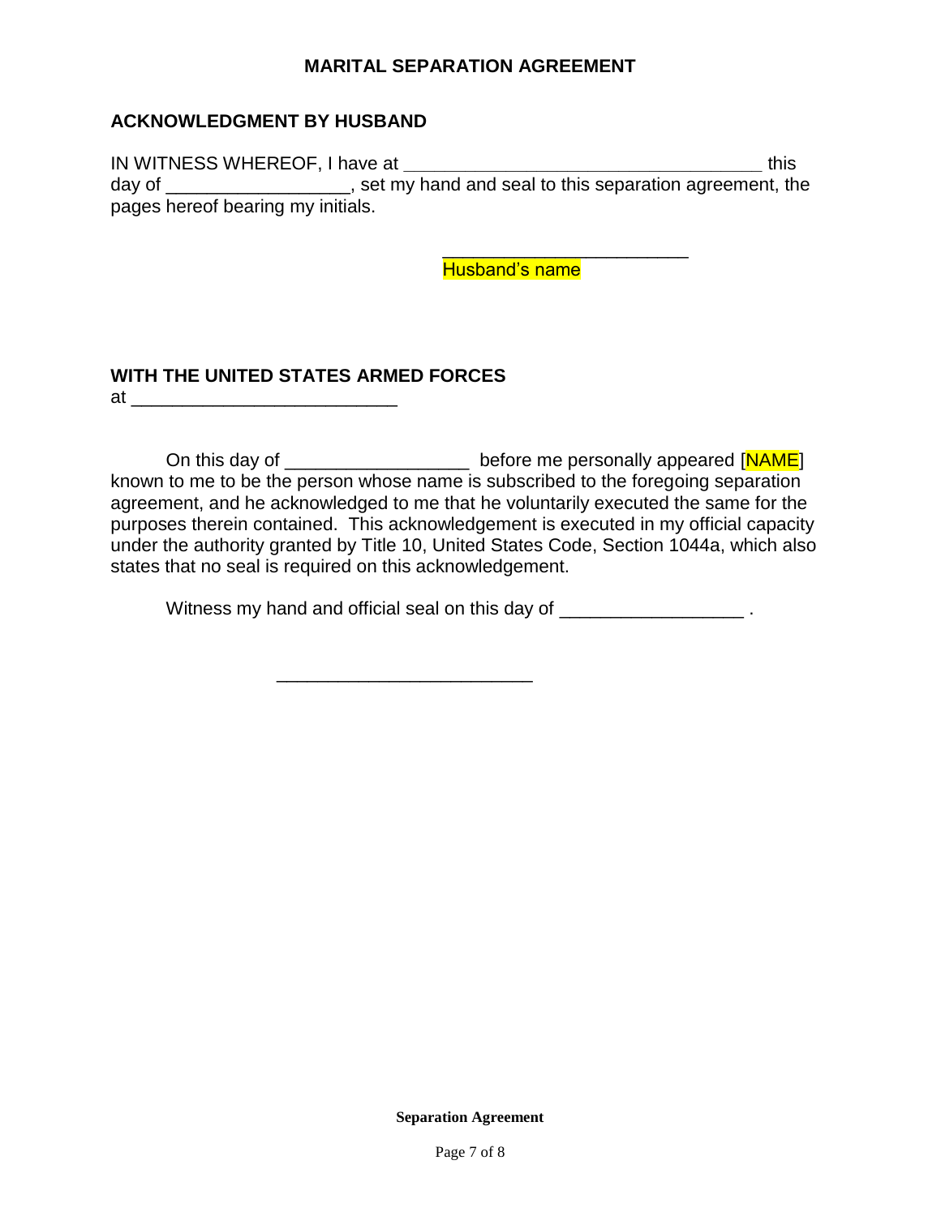## MARITAL SEPARATION AGREEMENT

### ACKNOWLEDGMENT BY HUSBAND

IN WITNESS WHEREOF, I have at ___________________________________ this day of __________________, set my hand and seal to this separation agreement, the pages hereof bearing my initials.

________________________
Husband's name

### WITH THE UNITED STATES ARMED FORCES

at __________________________

On this day of __________________ before me personally appeared [NAME] known to me to be the person whose name is subscribed to the foregoing separation agreement, and he acknowledged to me that he voluntarily executed the same for the purposes therein contained. This acknowledgement is executed in my official capacity under the authority granted by Title 10, United States Code, Section 1044a, which also states that no seal is required on this acknowledgement.

Witness my hand and official seal on this day of __________________ .

_________________________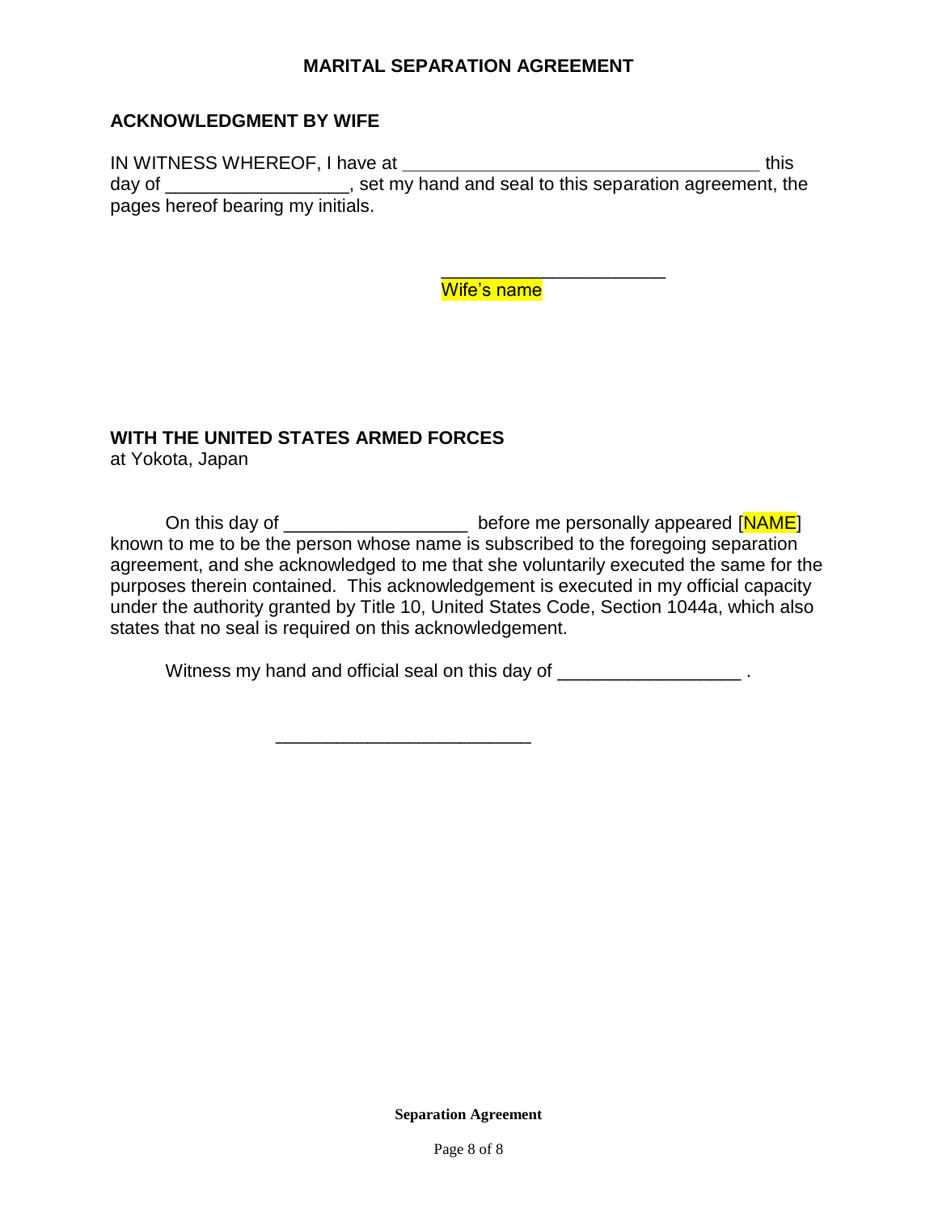## MARITAL SEPARATION AGREEMENT

### ACKNOWLEDGMENT BY WIFE

IN WITNESS WHEREOF, I have at ____________________________________ this day of __________________, set my hand and seal to this separation agreement, the pages hereof bearing my initials.

______________________
Wife's name

### WITH THE UNITED STATES ARMED FORCES

at Yokota, Japan

On this day of __________________ before me personally appeared [NAME] known to me to be the person whose name is subscribed to the foregoing separation agreement, and she acknowledged to me that she voluntarily executed the same for the purposes therein contained. This acknowledgement is executed in my official capacity under the authority granted by Title 10, United States Code, Section 1044a, which also states that no seal is required on this acknowledgement.

Witness my hand and official seal on this day of __________________ .

_________________________